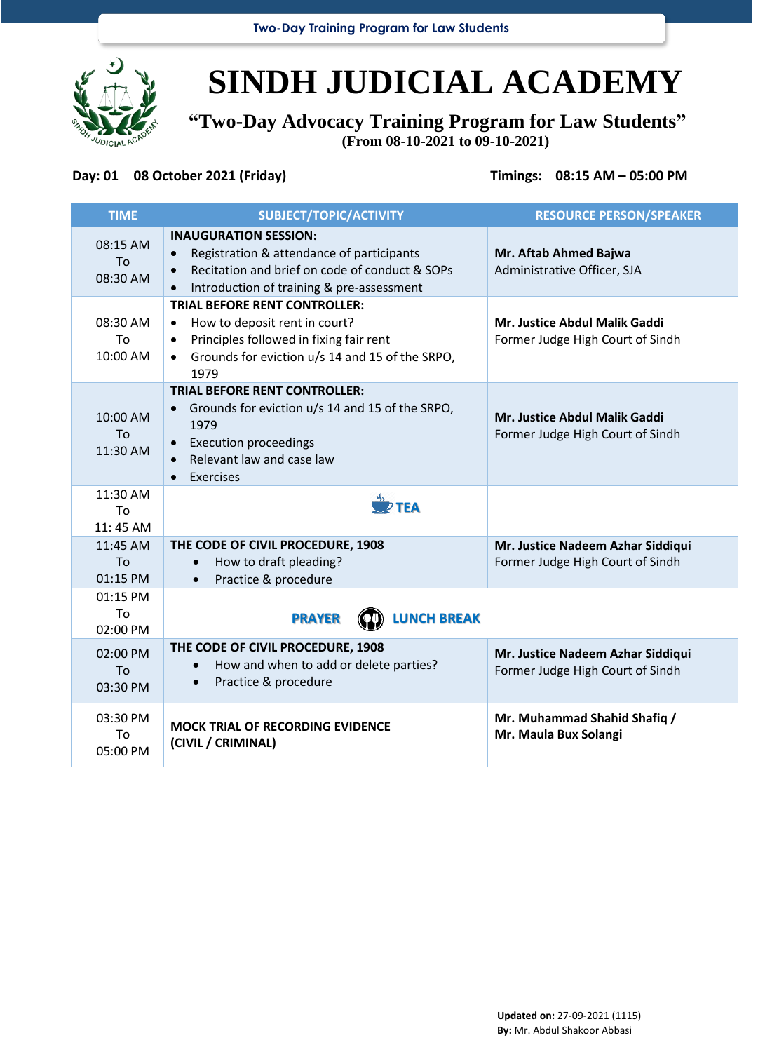# SINDH JUDICIAL ACADEMY

## "Two-Day Advocacy Training Program for Law Students"

**(From 08-10-2021 to 09-10-2021)**

**Day: 01 08 October 2021 (Friday)** **Timings: 08:15 AM – 05:00 PM**

| TIME | SUBJECT/TOPIC/ACTIVITY | RESOURCE PERSON/SPEAKER |
|---|---|---|
| 08:15 AM To 08:30 AM | **INAUGURATION SESSION:**<br>• Registration & attendance of participants<br>• Recitation and brief on code of conduct & SOPs<br>• Introduction of training & pre-assessment | **Mr. Aftab Ahmed Bajwa**<br>Administrative Officer, SJA |
| 08:30 AM To 10:00 AM | **TRIAL BEFORE RENT CONTROLLER:**<br>• How to deposit rent in court?<br>• Principles followed in fixing fair rent<br>• Grounds for eviction u/s 14 and 15 of the SRPO, 1979 | **Mr. Justice Abdul Malik Gaddi**<br>Former Judge High Court of Sindh |
| 10:00 AM To 11:30 AM | **TRIAL BEFORE RENT CONTROLLER:**<br>• Grounds for eviction u/s 14 and 15 of the SRPO, 1979<br>• Execution proceedings<br>• Relevant law and case law<br>• Exercises | **Mr. Justice Abdul Malik Gaddi**<br>Former Judge High Court of Sindh |
| 11:30 AM To 11: 45 AM | TEA | |
| 11:45 AM To 01:15 PM | **THE CODE OF CIVIL PROCEDURE, 1908**<br>• How to draft pleading?<br>• Practice & procedure | **Mr. Justice Nadeem Azhar Siddiqui**<br>Former Judge High Court of Sindh |
| 01:15 PM To 02:00 PM | PRAYER LUNCH BREAK | |
| 02:00 PM To 03:30 PM | **THE CODE OF CIVIL PROCEDURE, 1908**<br>• How and when to add or delete parties?<br>• Practice & procedure | **Mr. Justice Nadeem Azhar Siddiqui**<br>Former Judge High Court of Sindh |
| 03:30 PM To 05:00 PM | **MOCK TRIAL OF RECORDING EVIDENCE (CIVIL / CRIMINAL)** | **Mr. Muhammad Shahid Shafiq / Mr. Maula Bux Solangi** |

**Updated on:** 27-09-2021 (1115)
**By:** Mr. Abdul Shakoor Abbasi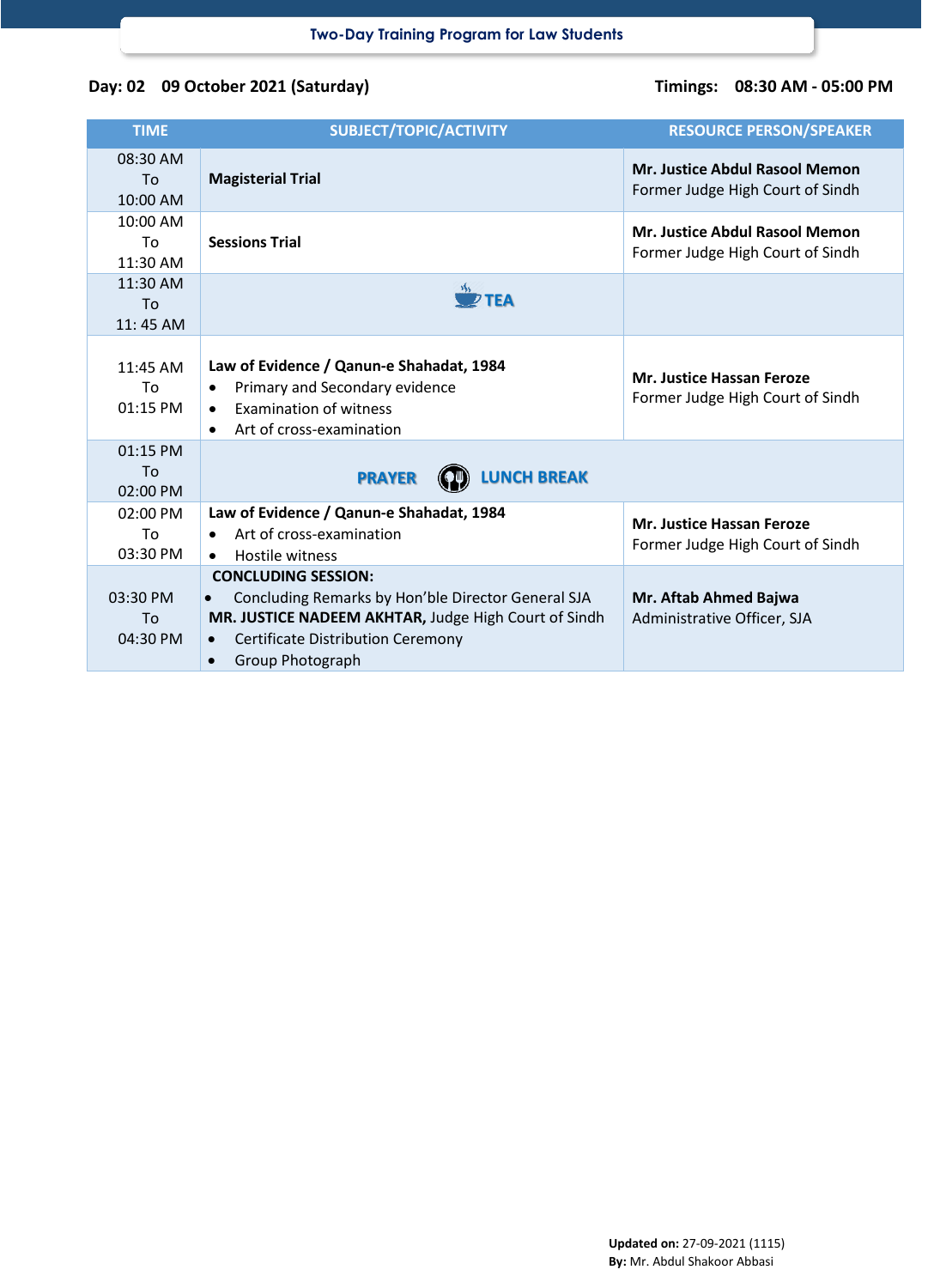Two-Day Training Program for Law Students

**Day: 02 09 October 2021 (Saturday)** **Timings: 08:30 AM - 05:00 PM**

| TIME | SUBJECT/TOPIC/ACTIVITY | RESOURCE PERSON/SPEAKER |
|---|---|---|
| 08:30 AM To 10:00 AM | **Magisterial Trial** | **Mr. Justice Abdul Rasool Memon** Former Judge High Court of Sindh |
| 10:00 AM To 11:30 AM | **Sessions Trial** | **Mr. Justice Abdul Rasool Memon** Former Judge High Court of Sindh |
| 11:30 AM To 11: 45 AM | TEA | |
| 11:45 AM To 01:15 PM | **Law of Evidence / Qanun-e Shahadat, 1984**<br>• Primary and Secondary evidence<br>• Examination of witness<br>• Art of cross-examination | **Mr. Justice Hassan Feroze** Former Judge High Court of Sindh |
| 01:15 PM To 02:00 PM | PRAYER LUNCH BREAK | |
| 02:00 PM To 03:30 PM | **Law of Evidence / Qanun-e Shahadat, 1984**<br>• Art of cross-examination<br>• Hostile witness | **Mr. Justice Hassan Feroze** Former Judge High Court of Sindh |
| 03:30 PM To 04:30 PM | **CONCLUDING SESSION:**<br>• Concluding Remarks by Hon'ble Director General SJA **MR. JUSTICE NADEEM AKHTAR,** Judge High Court of Sindh<br>• Certificate Distribution Ceremony<br>• Group Photograph | **Mr. Aftab Ahmed Bajwa** Administrative Officer, SJA |

**Updated on:** 27-09-2021 (1115)
**By:** Mr. Abdul Shakoor Abbasi